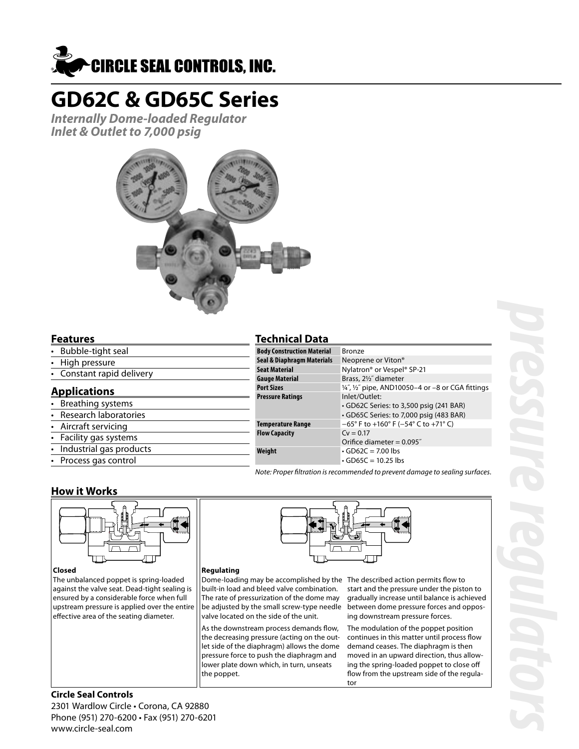CIRCLE SEAL CONTROLS, INC.

# GD62C & GD65C Series

***Internally Dome-loaded Regulator***
***Inlet & Outlet to 7,000 psig***

## Features

- Bubble-tight seal
- High pressure
- Constant rapid delivery

## Applications

- Breathing systems
- Research laboratories
- Aircraft servicing
- Facility gas systems
- Industrial gas products
- Process gas control

## Technical Data

| | |
|---|---|
| **Body Construction Material** | Bronze |
| **Seal & Diaphragm Materials** | Neoprene or Viton® |
| **Seat Material** | Nylatron® or Vespel® SP-21 |
| **Gauge Material** | Brass, 2½″ diameter |
| **Port Sizes** | ¼″, ½″ pipe, AND10050–4 or –8 or CGA fittings |
| **Pressure Ratings** | Inlet/Outlet:<br>• GD62C Series: to 3,500 psig (241 BAR)<br>• GD65C Series: to 7,000 psig (483 BAR) |
| **Temperature Range** | −65° F to +160° F (−54° C to +71° C) |
| **Flow Capacity** | Cv = 0.17<br>Orifice diameter = 0.095″ |
| **Weight** | • GD62C = 7.00 lbs<br>• GD65C = 10.25 lbs |

*Note: Proper filtration is recommended to prevent damage to sealing surfaces.*

## How it Works

**Closed**

The unbalanced poppet is spring-loaded against the valve seat. Dead-tight sealing is ensured by a considerable force when full upstream pressure is applied over the entire effective area of the seating diameter.

**Regulating**

Dome-loading may be accomplished by the built-in load and bleed valve combination. The rate of pressurization of the dome may be adjusted by the small screw-type needle valve located on the side of the unit.

As the downstream process demands flow, the decreasing pressure (acting on the outlet side of the diaphragm) allows the dome pressure force to push the diaphragm and lower plate down which, in turn, unseats the poppet.

The described action permits flow to start and the pressure under the piston to gradually increase until balance is achieved between dome pressure forces and opposing downstream pressure forces.

The modulation of the poppet position continues in this matter until process flow demand ceases. The diaphragm is then moved in an upward direction, thus allowing the spring-loaded poppet to close off flow from the upstream side of the regulator

**Circle Seal Controls**
2301 Wardlow Circle • Corona, CA 92880
Phone (951) 270-6200 • Fax (951) 270-6201
www.circle-seal.com

pressure regulators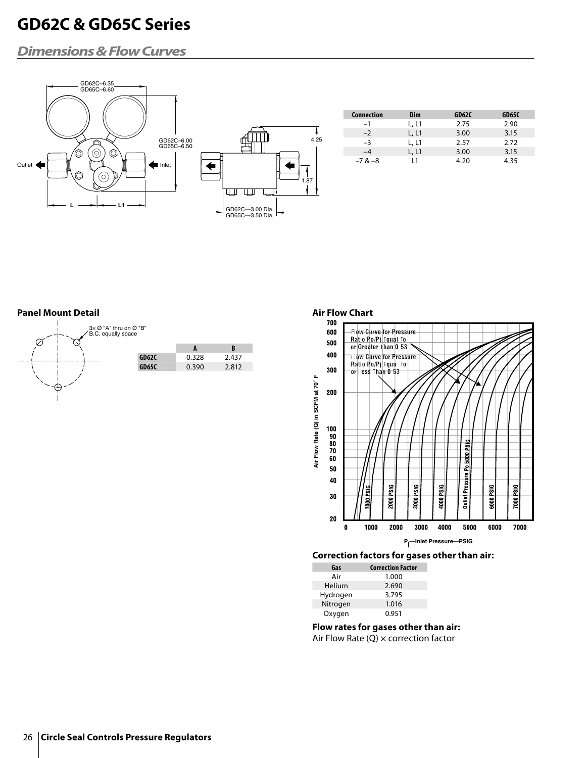# GD62C & GD65C Series

## *Dimensions & Flow Curves*

| Connection | Dim | GD62C | GD65C |
|---|---|---|---|
| –1 | L, L1 | 2.75 | 2.90 |
| –2 | L, L1 | 3.00 | 3.15 |
| –3 | L, L1 | 2.57 | 2.72 |
| –4 | L, L1 | 3.00 | 3.15 |
| –7 & –8 | L1 | 4.20 | 4.35 |

### Panel Mount Detail

3× Ø "A" thru on Ø "B" B.C. equally space

| | A | B |
|---|---|---|
| GD62C | 0.328 | 2.437 |
| GD65C | 0.390 | 2.812 |

### Air Flow Chart

### Correction factors for gases other than air:

| Gas | Correction Factor |
|---|---|
| Air | 1.000 |
| Helium | 2.690 |
| Hydrogen | 3.795 |
| Nitrogen | 1.016 |
| Oxygen | 0.951 |

**Flow rates for gases other than air:**

Air Flow Rate (Q) × correction factor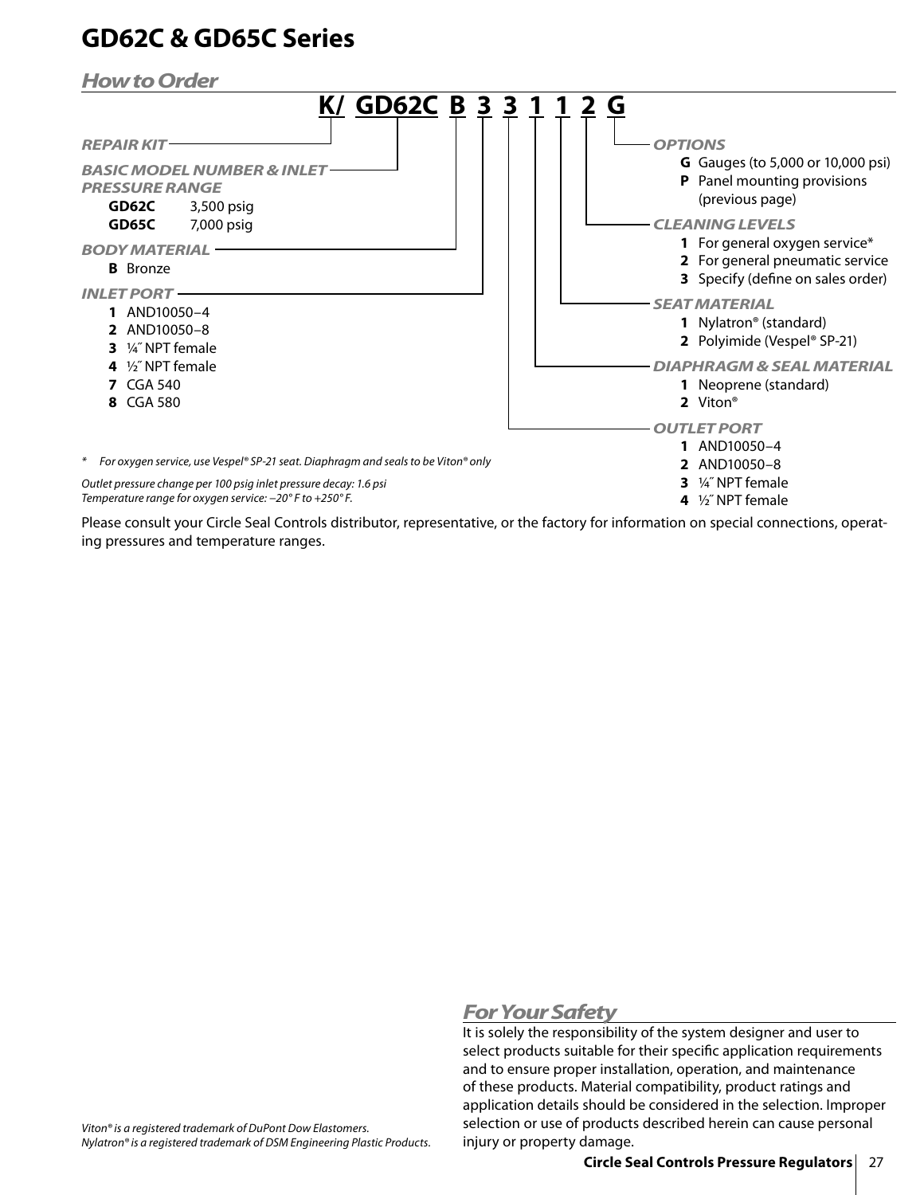# GD62C & GD65C Series

## *How to Order*

**K/ GD62C B 3 3 1 1 2 G**

***REPAIR KIT***

***BASIC MODEL NUMBER & INLET PRESSURE RANGE***

| | |
|---|---|
| **GD62C** | 3,500 psig |
| **GD65C** | 7,000 psig |

***BODY MATERIAL***

- **B** Bronze

***INLET PORT***

- **1** AND10050–4
- **2** AND10050–8
- **3** ¼″ NPT female
- **4** ½″ NPT female
- **7** CGA 540
- **8** CGA 580

***OUTLET PORT***

- **1** AND10050–4
- **2** AND10050–8
- **3** ¼″ NPT female
- **4** ½″ NPT female

***DIAPHRAGM & SEAL MATERIAL***

- **1** Neoprene (standard)
- **2** Viton®

***SEAT MATERIAL***

- **1** Nylatron® (standard)
- **2** Polyimide (Vespel® SP-21)

***CLEANING LEVELS***

- **1** For general oxygen service*
- **2** For general pneumatic service
- **3** Specify (define on sales order)

***OPTIONS***

- **G** Gauges (to 5,000 or 10,000 psi)
- **P** Panel mounting provisions (previous page)

*\* For oxygen service, use Vespel® SP-21 seat. Diaphragm and seals to be Viton® only*

*Outlet pressure change per 100 psig inlet pressure decay: 1.6 psi*
*Temperature range for oxygen service: –20° F to +250° F.*

Please consult your Circle Seal Controls distributor, representative, or the factory for information on special connections, operating pressures and temperature ranges.

## *For Your Safety*

It is solely the responsibility of the system designer and user to select products suitable for their specific application requirements and to ensure proper installation, operation, and maintenance of these products. Material compatibility, product ratings and application details should be considered in the selection. Improper selection or use of products described herein can cause personal injury or property damage.

*Viton® is a registered trademark of DuPont Dow Elastomers.*
*Nylatron® is a registered trademark of DSM Engineering Plastic Products.*